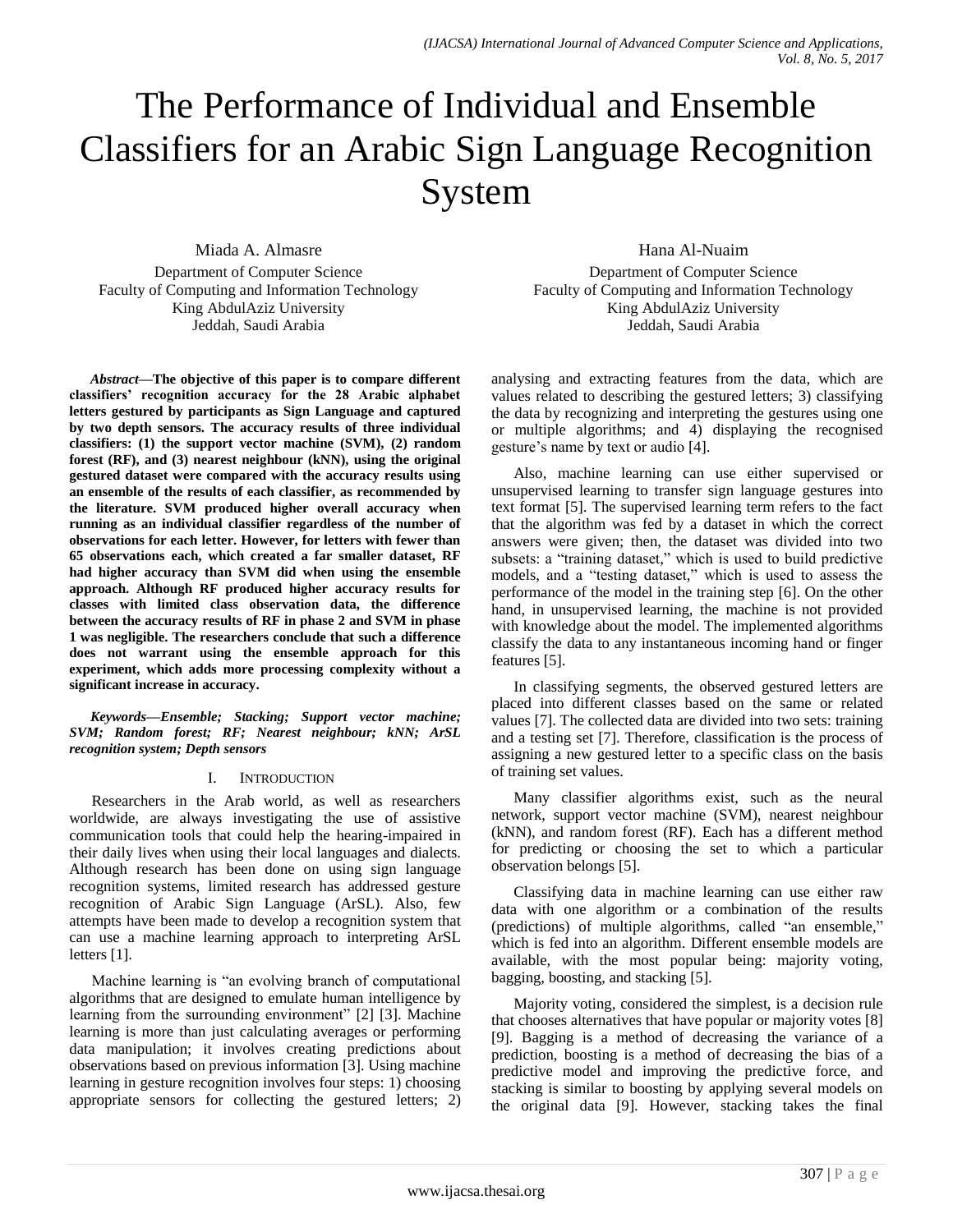# The Performance of Individual and Ensemble Classifiers for an Arabic Sign Language Recognition System

Miada A. Almasre
Department of Computer Science
Faculty of Computing and Information Technology
King AbdulAziz University
Jeddah, Saudi Arabia

Hana Al-Nuaim
Department of Computer Science
Faculty of Computing and Information Technology
King AbdulAziz University
Jeddah, Saudi Arabia

***Abstract*—The objective of this paper is to compare different classifiers' recognition accuracy for the 28 Arabic alphabet letters gestured by participants as Sign Language and captured by two depth sensors. The accuracy results of three individual classifiers: (1) the support vector machine (SVM), (2) random forest (RF), and (3) nearest neighbour (kNN), using the original gestured dataset were compared with the accuracy results using an ensemble of the results of each classifier, as recommended by the literature. SVM produced higher overall accuracy when running as an individual classifier regardless of the number of observations for each letter. However, for letters with fewer than 65 observations each, which created a far smaller dataset, RF had higher accuracy than SVM did when using the ensemble approach. Although RF produced higher accuracy results for classes with limited class observation data, the difference between the accuracy results of RF in phase 2 and SVM in phase 1 was negligible. The researchers conclude that such a difference does not warrant using the ensemble approach for this experiment, which adds more processing complexity without a significant increase in accuracy.**

***Keywords*—Ensemble; Stacking; Support vector machine; SVM; Random forest; RF; Nearest neighbour; kNN; ArSL recognition system; Depth sensors**

## I. Introduction

Researchers in the Arab world, as well as researchers worldwide, are always investigating the use of assistive communication tools that could help the hearing-impaired in their daily lives when using their local languages and dialects. Although research has been done on using sign language recognition systems, limited research has addressed gesture recognition of Arabic Sign Language (ArSL). Also, few attempts have been made to develop a recognition system that can use a machine learning approach to interpreting ArSL letters [1].

Machine learning is "an evolving branch of computational algorithms that are designed to emulate human intelligence by learning from the surrounding environment" [2] [3]. Machine learning is more than just calculating averages or performing data manipulation; it involves creating predictions about observations based on previous information [3]. Using machine learning in gesture recognition involves four steps: 1) choosing appropriate sensors for collecting the gestured letters; 2) analysing and extracting features from the data, which are values related to describing the gestured letters; 3) classifying the data by recognizing and interpreting the gestures using one or multiple algorithms; and 4) displaying the recognised gesture's name by text or audio [4].

Also, machine learning can use either supervised or unsupervised learning to transfer sign language gestures into text format [5]. The supervised learning term refers to the fact that the algorithm was fed by a dataset in which the correct answers were given; then, the dataset was divided into two subsets: a "training dataset," which is used to build predictive models, and a "testing dataset," which is used to assess the performance of the model in the training step [6]. On the other hand, in unsupervised learning, the machine is not provided with knowledge about the model. The implemented algorithms classify the data to any instantaneous incoming hand or finger features [5].

In classifying segments, the observed gestured letters are placed into different classes based on the same or related values [7]. The collected data are divided into two sets: training and a testing set [7]. Therefore, classification is the process of assigning a new gestured letter to a specific class on the basis of training set values.

Many classifier algorithms exist, such as the neural network, support vector machine (SVM), nearest neighbour (kNN), and random forest (RF). Each has a different method for predicting or choosing the set to which a particular observation belongs [5].

Classifying data in machine learning can use either raw data with one algorithm or a combination of the results (predictions) of multiple algorithms, called "an ensemble," which is fed into an algorithm. Different ensemble models are available, with the most popular being: majority voting, bagging, boosting, and stacking [5].

Majority voting, considered the simplest, is a decision rule that chooses alternatives that have popular or majority votes [8] [9]. Bagging is a method of decreasing the variance of a prediction, boosting is a method of decreasing the bias of a predictive model and improving the predictive force, and stacking is similar to boosting by applying several models on the original data [9]. However, stacking takes the final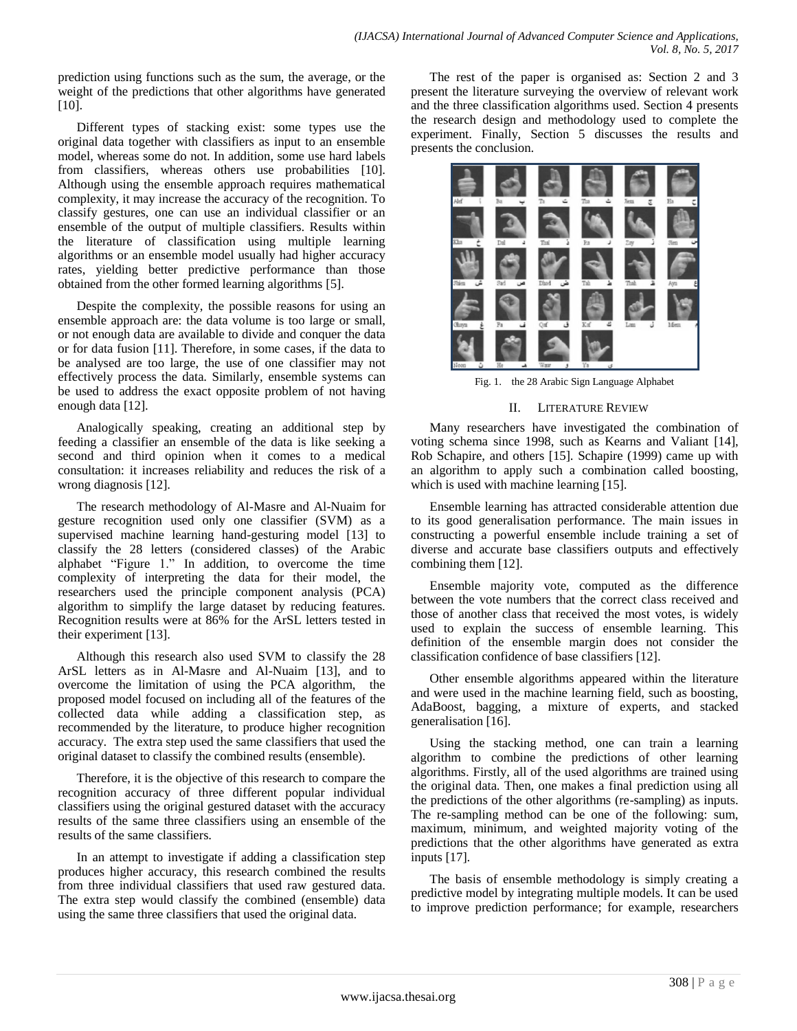prediction using functions such as the sum, the average, or the weight of the predictions that other algorithms have generated [10].

Different types of stacking exist: some types use the original data together with classifiers as input to an ensemble model, whereas some do not. In addition, some use hard labels from classifiers, whereas others use probabilities [10]. Although using the ensemble approach requires mathematical complexity, it may increase the accuracy of the recognition. To classify gestures, one can use an individual classifier or an ensemble of the output of multiple classifiers. Results within the literature of classification using multiple learning algorithms or an ensemble model usually had higher accuracy rates, yielding better predictive performance than those obtained from the other formed learning algorithms [5].

Despite the complexity, the possible reasons for using an ensemble approach are: the data volume is too large or small, or not enough data are available to divide and conquer the data or for data fusion [11]. Therefore, in some cases, if the data to be analysed are too large, the use of one classifier may not effectively process the data. Similarly, ensemble systems can be used to address the exact opposite problem of not having enough data [12].

Analogically speaking, creating an additional step by feeding a classifier an ensemble of the data is like seeking a second and third opinion when it comes to a medical consultation: it increases reliability and reduces the risk of a wrong diagnosis [12].

The research methodology of Al-Masre and Al-Nuaim for gesture recognition used only one classifier (SVM) as a supervised machine learning hand-gesturing model [13] to classify the 28 letters (considered classes) of the Arabic alphabet "Figure 1." In addition, to overcome the time complexity of interpreting the data for their model, the researchers used the principle component analysis (PCA) algorithm to simplify the large dataset by reducing features. Recognition results were at 86% for the ArSL letters tested in their experiment [13].

Although this research also used SVM to classify the 28 ArSL letters as in Al-Masre and Al-Nuaim [13], and to overcome the limitation of using the PCA algorithm, the proposed model focused on including all of the features of the collected data while adding a classification step, as recommended by the literature, to produce higher recognition accuracy. The extra step used the same classifiers that used the original dataset to classify the combined results (ensemble).

Therefore, it is the objective of this research to compare the recognition accuracy of three different popular individual classifiers using the original gestured dataset with the accuracy results of the same three classifiers using an ensemble of the results of the same classifiers.

In an attempt to investigate if adding a classification step produces higher accuracy, this research combined the results from three individual classifiers that used raw gestured data. The extra step would classify the combined (ensemble) data using the same three classifiers that used the original data.

The rest of the paper is organised as: Section 2 and 3 present the literature surveying the overview of relevant work and the three classification algorithms used. Section 4 presents the research design and methodology used to complete the experiment. Finally, Section 5 discusses the results and presents the conclusion.

Fig. 1. the 28 Arabic Sign Language Alphabet

## II. Literature Review

Many researchers have investigated the combination of voting schema since 1998, such as Kearns and Valiant [14], Rob Schapire, and others [15]. Schapire (1999) came up with an algorithm to apply such a combination called boosting, which is used with machine learning [15].

Ensemble learning has attracted considerable attention due to its good generalisation performance. The main issues in constructing a powerful ensemble include training a set of diverse and accurate base classifiers outputs and effectively combining them [12].

Ensemble majority vote, computed as the difference between the vote numbers that the correct class received and those of another class that received the most votes, is widely used to explain the success of ensemble learning. This definition of the ensemble margin does not consider the classification confidence of base classifiers [12].

Other ensemble algorithms appeared within the literature and were used in the machine learning field, such as boosting, AdaBoost, bagging, a mixture of experts, and stacked generalisation [16].

Using the stacking method, one can train a learning algorithm to combine the predictions of other learning algorithms. Firstly, all of the used algorithms are trained using the original data. Then, one makes a final prediction using all the predictions of the other algorithms (re-sampling) as inputs. The re-sampling method can be one of the following: sum, maximum, minimum, and weighted majority voting of the predictions that the other algorithms have generated as extra inputs [17].

The basis of ensemble methodology is simply creating a predictive model by integrating multiple models. It can be used to improve prediction performance; for example, researchers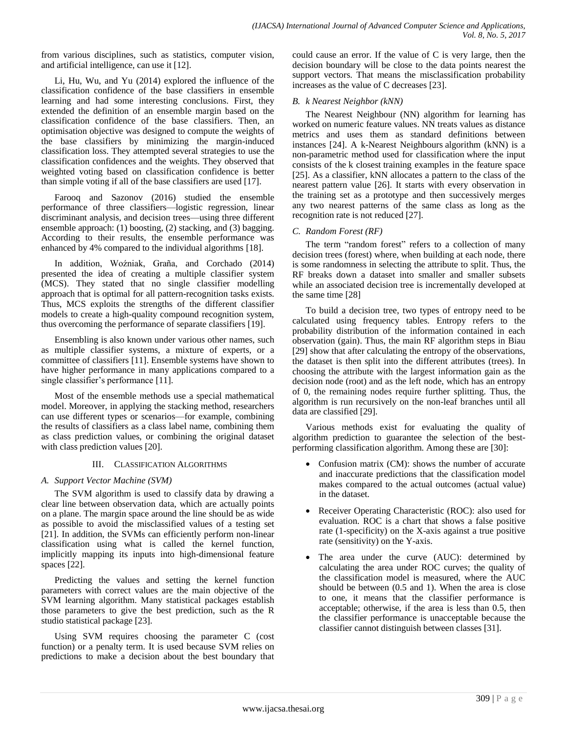from various disciplines, such as statistics, computer vision, and artificial intelligence, can use it [12].

Li, Hu, Wu, and Yu (2014) explored the influence of the classification confidence of the base classifiers in ensemble learning and had some interesting conclusions. First, they extended the definition of an ensemble margin based on the classification confidence of the base classifiers. Then, an optimisation objective was designed to compute the weights of the base classifiers by minimizing the margin-induced classification loss. They attempted several strategies to use the classification confidences and the weights. They observed that weighted voting based on classification confidence is better than simple voting if all of the base classifiers are used [17].

Farooq and Sazonov (2016) studied the ensemble performance of three classifiers—logistic regression, linear discriminant analysis, and decision trees—using three different ensemble approach: (1) boosting, (2) stacking, and (3) bagging. According to their results, the ensemble performance was enhanced by 4% compared to the individual algorithms [18].

In addition, Woźniak, Graña, and Corchado (2014) presented the idea of creating a multiple classifier system (MCS). They stated that no single classifier modelling approach that is optimal for all pattern-recognition tasks exists. Thus, MCS exploits the strengths of the different classifier models to create a high-quality compound recognition system, thus overcoming the performance of separate classifiers [19].

Ensembling is also known under various other names, such as multiple classifier systems, a mixture of experts, or a committee of classifiers [11]. Ensemble systems have shown to have higher performance in many applications compared to a single classifier's performance [11].

Most of the ensemble methods use a special mathematical model. Moreover, in applying the stacking method, researchers can use different types or scenarios—for example, combining the results of classifiers as a class label name, combining them as class prediction values, or combining the original dataset with class prediction values [20].

## III. Classification Algorithms

### A. Support Vector Machine (SVM)

The SVM algorithm is used to classify data by drawing a clear line between observation data, which are actually points on a plane. The margin space around the line should be as wide as possible to avoid the misclassified values of a testing set [21]. In addition, the SVMs can efficiently perform non-linear classification using what is called the kernel function, implicitly mapping its inputs into high-dimensional feature spaces [22].

Predicting the values and setting the kernel function parameters with correct values are the main objective of the SVM learning algorithm. Many statistical packages establish those parameters to give the best prediction, such as the R studio statistical package [23].

Using SVM requires choosing the parameter C (cost function) or a penalty term. It is used because SVM relies on predictions to make a decision about the best boundary that could cause an error. If the value of C is very large, then the decision boundary will be close to the data points nearest the support vectors. That means the misclassification probability increases as the value of C decreases [23].

### B. k Nearest Neighbor (kNN)

The Nearest Neighbour (NN) algorithm for learning has worked on numeric feature values. NN treats values as distance metrics and uses them as standard definitions between instances [24]. A k-Nearest Neighbours algorithm (kNN) is a non-parametric method used for classification where the input consists of the k closest training examples in the feature space [25]. As a classifier, kNN allocates a pattern to the class of the nearest pattern value [26]. It starts with every observation in the training set as a prototype and then successively merges any two nearest patterns of the same class as long as the recognition rate is not reduced [27].

### C. Random Forest (RF)

The term "random forest" refers to a collection of many decision trees (forest) where, when building at each node, there is some randomness in selecting the attribute to split. Thus, the RF breaks down a dataset into smaller and smaller subsets while an associated decision tree is incrementally developed at the same time [28]

To build a decision tree, two types of entropy need to be calculated using frequency tables. Entropy refers to the probability distribution of the information contained in each observation (gain). Thus, the main RF algorithm steps in Biau [29] show that after calculating the entropy of the observations, the dataset is then split into the different attributes (trees). In choosing the attribute with the largest information gain as the decision node (root) and as the left node, which has an entropy of 0, the remaining nodes require further splitting. Thus, the algorithm is run recursively on the non-leaf branches until all data are classified [29].

Various methods exist for evaluating the quality of algorithm prediction to guarantee the selection of the best-performing classification algorithm. Among these are [30]:

- Confusion matrix (CM): shows the number of accurate and inaccurate predictions that the classification model makes compared to the actual outcomes (actual value) in the dataset.
- Receiver Operating Characteristic (ROC): also used for evaluation. ROC is a chart that shows a false positive rate (1-specificity) on the X-axis against a true positive rate (sensitivity) on the Y-axis.
- The area under the curve (AUC): determined by calculating the area under ROC curves; the quality of the classification model is measured, where the AUC should be between (0.5 and 1). When the area is close to one, it means that the classifier performance is acceptable; otherwise, if the area is less than 0.5, then the classifier performance is unacceptable because the classifier cannot distinguish between classes [31].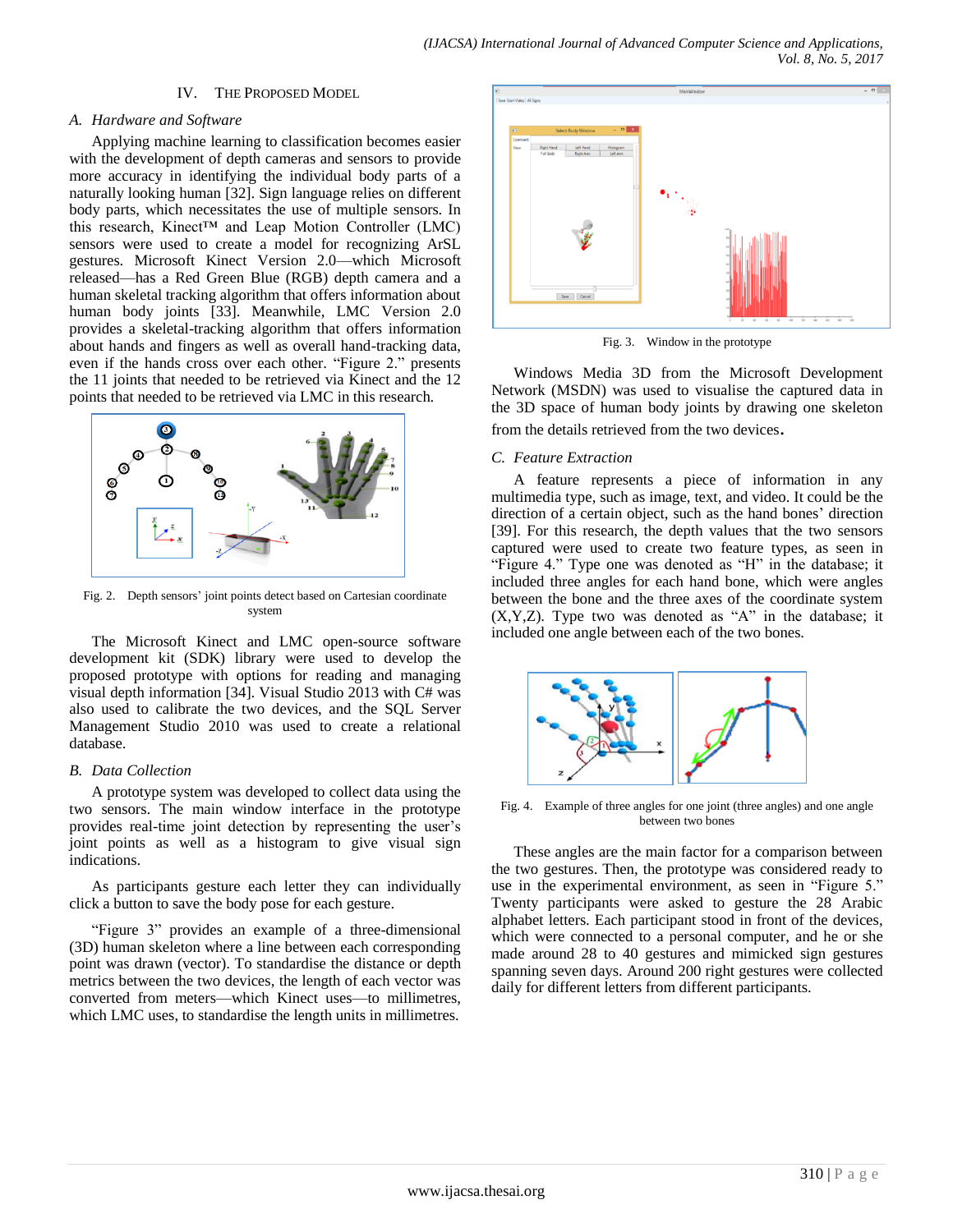## IV. The Proposed Model

### A. Hardware and Software

Applying machine learning to classification becomes easier with the development of depth cameras and sensors to provide more accuracy in identifying the individual body parts of a naturally looking human [32]. Sign language relies on different body parts, which necessitates the use of multiple sensors. In this research, Kinect™ and Leap Motion Controller (LMC) sensors were used to create a model for recognizing ArSL gestures. Microsoft Kinect Version 2.0—which Microsoft released—has a Red Green Blue (RGB) depth camera and a human skeletal tracking algorithm that offers information about human body joints [33]. Meanwhile, LMC Version 2.0 provides a skeletal-tracking algorithm that offers information about hands and fingers as well as overall hand-tracking data, even if the hands cross over each other. "Figure 2." presents the 11 joints that needed to be retrieved via Kinect and the 12 points that needed to be retrieved via LMC in this research.

Fig. 2. Depth sensors' joint points detect based on Cartesian coordinate system

The Microsoft Kinect and LMC open-source software development kit (SDK) library were used to develop the proposed prototype with options for reading and managing visual depth information [34]. Visual Studio 2013 with C# was also used to calibrate the two devices, and the SQL Server Management Studio 2010 was used to create a relational database.

### B. Data Collection

A prototype system was developed to collect data using the two sensors. The main window interface in the prototype provides real-time joint detection by representing the user's joint points as well as a histogram to give visual sign indications.

As participants gesture each letter they can individually click a button to save the body pose for each gesture.

"Figure 3" provides an example of a three-dimensional (3D) human skeleton where a line between each corresponding point was drawn (vector). To standardise the distance or depth metrics between the two devices, the length of each vector was converted from meters—which Kinect uses—to millimetres, which LMC uses, to standardise the length units in millimetres.

Fig. 3. Window in the prototype

Windows Media 3D from the Microsoft Development Network (MSDN) was used to visualise the captured data in the 3D space of human body joints by drawing one skeleton from the details retrieved from the two devices.

### C. Feature Extraction

A feature represents a piece of information in any multimedia type, such as image, text, and video. It could be the direction of a certain object, such as the hand bones' direction [39]. For this research, the depth values that the two sensors captured were used to create two feature types, as seen in "Figure 4." Type one was denoted as "H" in the database; it included three angles for each hand bone, which were angles between the bone and the three axes of the coordinate system (X,Y,Z). Type two was denoted as "A" in the database; it included one angle between each of the two bones.

Fig. 4. Example of three angles for one joint (three angles) and one angle between two bones

These angles are the main factor for a comparison between the two gestures. Then, the prototype was considered ready to use in the experimental environment, as seen in "Figure 5." Twenty participants were asked to gesture the 28 Arabic alphabet letters. Each participant stood in front of the devices, which were connected to a personal computer, and he or she made around 28 to 40 gestures and mimicked sign gestures spanning seven days. Around 200 right gestures were collected daily for different letters from different participants.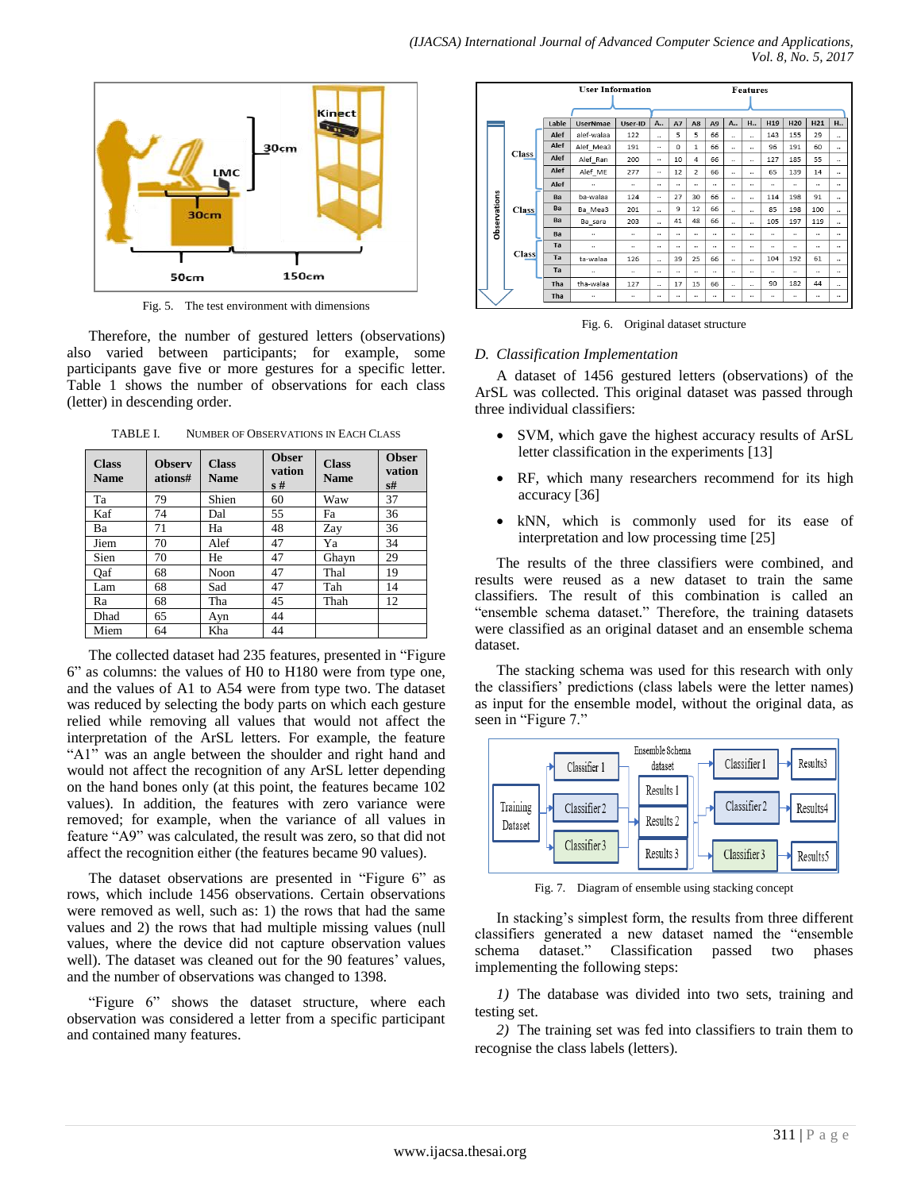Fig. 5. The test environment with dimensions

Therefore, the number of gestured letters (observations) also varied between participants; for example, some participants gave five or more gestures for a specific letter. Table 1 shows the number of observations for each class (letter) in descending order.

TABLE I. NUMBER OF OBSERVATIONS IN EACH CLASS

| Class Name | Observations# | Class Name | Observations# | Class Name | Observations# |
|---|---|---|---|---|---|
| Ta | 79 | Shien | 60 | Waw | 37 |
| Kaf | 74 | Dal | 55 | Fa | 36 |
| Ba | 71 | Ha | 48 | Zay | 36 |
| Jiem | 70 | Alef | 47 | Ya | 34 |
| Sien | 70 | He | 47 | Ghayn | 29 |
| Qaf | 68 | Noon | 47 | Thal | 19 |
| Lam | 68 | Sad | 47 | Tah | 14 |
| Ra | 68 | Tha | 45 | Thah | 12 |
| Dhad | 65 | Ayn | 44 | | |
| Miem | 64 | Kha | 44 | | |

The collected dataset had 235 features, presented in "Figure 6" as columns: the values of H0 to H180 were from type one, and the values of A1 to A54 were from type two. The dataset was reduced by selecting the body parts on which each gesture relied while removing all values that would not affect the interpretation of the ArSL letters. For example, the feature "A1" was an angle between the shoulder and right hand and would not affect the recognition of any ArSL letter depending on the hand bones only (at this point, the features became 102 values). In addition, the features with zero variance were removed; for example, when the variance of all values in feature "A9" was calculated, the result was zero, so that did not affect the recognition either (the features became 90 values).

The dataset observations are presented in "Figure 6" as rows, which include 1456 observations. Certain observations were removed as well, such as: 1) the rows that had the same values and 2) the rows that had multiple missing values (null values, where the device did not capture observation values well). The dataset was cleaned out for the 90 features' values, and the number of observations was changed to 1398.

"Figure 6" shows the dataset structure, where each observation was considered a letter from a specific participant and contained many features.

Fig. 6. Original dataset structure

### D. Classification Implementation

A dataset of 1456 gestured letters (observations) of the ArSL was collected. This original dataset was passed through three individual classifiers:

- SVM, which gave the highest accuracy results of ArSL letter classification in the experiments [13]
- RF, which many researchers recommend for its high accuracy [36]
- kNN, which is commonly used for its ease of interpretation and low processing time [25]

The results of the three classifiers were combined, and results were reused as a new dataset to train the same classifiers. The result of this combination is called an "ensemble schema dataset." Therefore, the training datasets were classified as an original dataset and an ensemble schema dataset.

The stacking schema was used for this research with only the classifiers' predictions (class labels were the letter names) as input for the ensemble model, without the original data, as seen in "Figure 7."

Fig. 7. Diagram of ensemble using stacking concept

In stacking's simplest form, the results from three different classifiers generated a new dataset named the "ensemble schema dataset." Classification passed two phases implementing the following steps:

*1)* The database was divided into two sets, training and testing set.

*2)* The training set was fed into classifiers to train them to recognise the class labels (letters).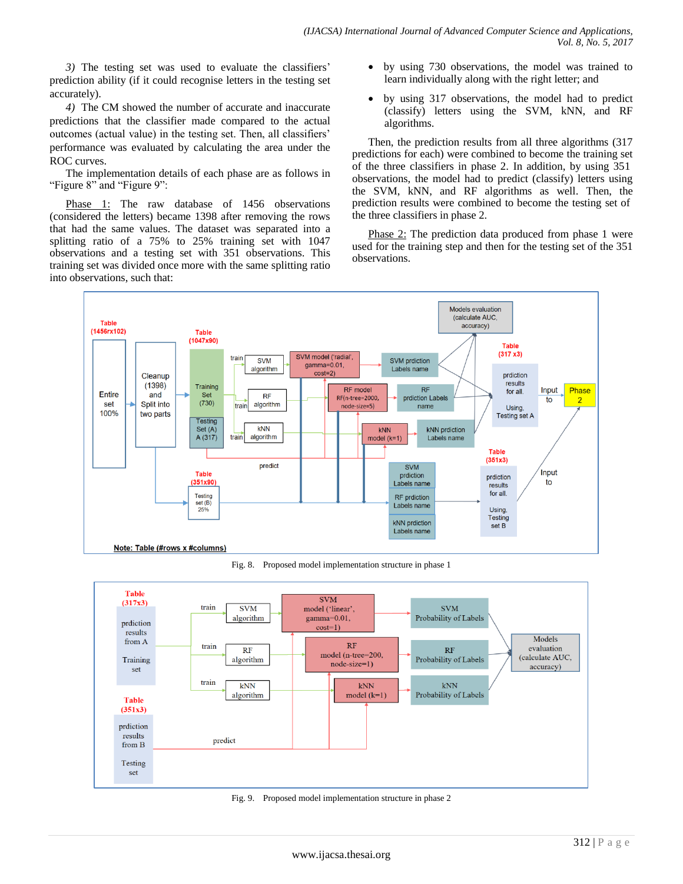3) The testing set was used to evaluate the classifiers' prediction ability (if it could recognise letters in the testing set accurately).

4) The CM showed the number of accurate and inaccurate predictions that the classifier made compared to the actual outcomes (actual value) in the testing set. Then, all classifiers' performance was evaluated by calculating the area under the ROC curves.

The implementation details of each phase are as follows in "Figure 8" and "Figure 9":

Phase 1: The raw database of 1456 observations (considered the letters) became 1398 after removing the rows that had the same values. The dataset was separated into a splitting ratio of a 75% to 25% training set with 1047 observations and a testing set with 351 observations. This training set was divided once more with the same splitting ratio into observations, such that:

- by using 730 observations, the model was trained to learn individually along with the right letter; and
- by using 317 observations, the model had to predict (classify) letters using the SVM, kNN, and RF algorithms.

Then, the prediction results from all three algorithms (317 predictions for each) were combined to become the training set of the three classifiers in phase 2. In addition, by using 351 observations, the model had to predict (classify) letters using the SVM, kNN, and RF algorithms as well. Then, the prediction results were combined to become the testing set of the three classifiers in phase 2.

Phase 2: The prediction data produced from phase 1 were used for the training step and then for the testing set of the 351 observations.

Table (1456rx102)
Entire set 100%
Cleanup (1398) and Split into two parts
Table (1047x90)
Training Set (730)
Testing Set (A) A (317)
train
SVM algorithm
train
RF algorithm
train
kNN algorithm
SVM model ('radial', gamma=0.01, cost=2)
RF model RF(n-tree=2000, node-size=5)
kNN model (k=1)
SVM prdiction Labels name
RF prdiction Labels name
kNN prdiction Labels name
Models evaluation (calculate AUC, accuracy)
Table (317 x3)
prdiction results for all. Using, Testing set A
Input to
Phase 2
predict
Table (351x90)
Testing set (B) 25%
SVM prdiction Labels name
RF prdiction Labels name
kNN prdiction Labels name
Table (351x3)
prdiction results for all. Using, Testing set B
Input to
Note: Table (#rows x #columns)

Fig. 8. Proposed model implementation structure in phase 1

Table (317x3)
prdiction results from A
Training set
train
SVM algorithm
train
RF algorithm
train
kNN algorithm
SVM model ('linear', gamma=0.01, cost=1)
RF model (n-tree=200, node-size=1)
kNN model (k=1)
SVM Probability of Labels
RF Probability of Labels
kNN Probability of Labels
Models evaluation (calculate AUC, accuracy)
Table (351x3)
prdiction results from B
Testing set
predict

Fig. 9. Proposed model implementation structure in phase 2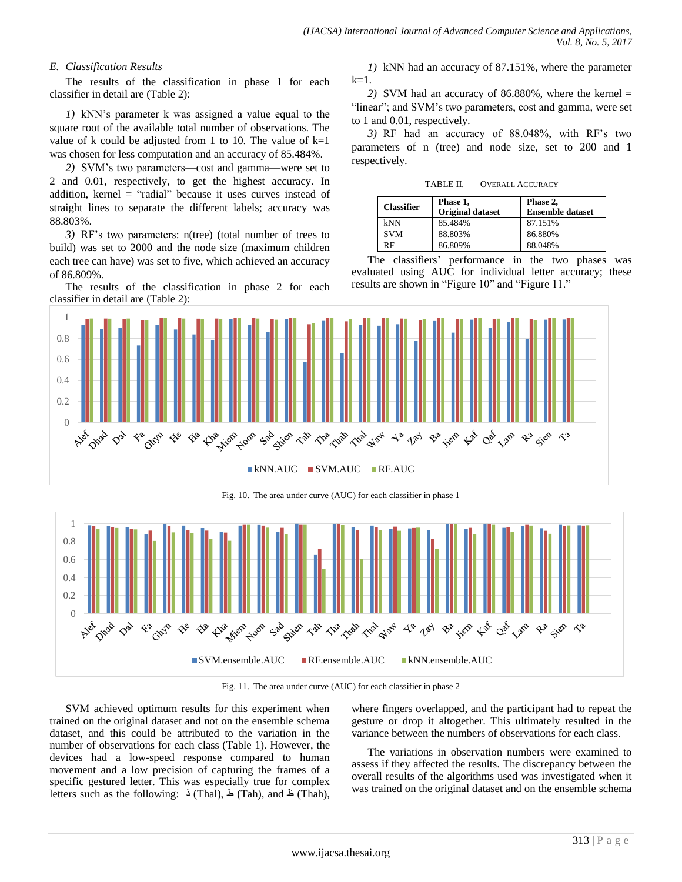### E. Classification Results

The results of the classification in phase 1 for each classifier in detail are (Table 2):

*1)* kNN's parameter k was assigned a value equal to the square root of the available total number of observations. The value of k could be adjusted from 1 to 10. The value of k=1 was chosen for less computation and an accuracy of 85.484%.

*2)* SVM's two parameters—cost and gamma—were set to 2 and 0.01, respectively, to get the highest accuracy. In addition, kernel = "radial" because it uses curves instead of straight lines to separate the different labels; accuracy was 88.803%.

*3)* RF's two parameters: n(tree) (total number of trees to build) was set to 2000 and the node size (maximum children each tree can have) was set to five, which achieved an accuracy of 86.809%.

The results of the classification in phase 2 for each classifier in detail are (Table 2):

*1)* kNN had an accuracy of 87.151%, where the parameter k=1.

*2)* SVM had an accuracy of 86.880%, where the kernel = "linear"; and SVM's two parameters, cost and gamma, were set to 1 and 0.01, respectively.

*3)* RF had an accuracy of 88.048%, with RF's two parameters of n (tree) and node size, set to 200 and 1 respectively.

TABLE II. OVERALL ACCURACY

| Classifier | Phase 1, Original dataset | Phase 2, Ensemble dataset |
|---|---|---|
| kNN | 85.484% | 87.151% |
| SVM | 88.803% | 86.880% |
| RF | 86.809% | 88.048% |

The classifiers' performance in the two phases was evaluated using AUC for individual letter accuracy; these results are shown in "Figure 10" and "Figure 11."

1
0.8
0.6
0.4
0.2
0
Alef Dhad Dal Fa Ghyn He Ha Kha Miem Noon Sad Shien Tah Tha Thah Thal Waw Ya Zay Ba Jiem Kaf Qaf Lam Ra Sien Ta
kNN.AUC SVM.AUC RF.AUC

Fig. 10. The area under curve (AUC) for each classifier in phase 1

1
0.8
0.6
0.4
0.2
0
Alef Dhad Dal Fa Ghyn He Ha Kha Miem Noon Sad Shien Tah Tha Thah Thal Waw Ya Zay Ba Jiem Kaf Qaf Lam Ra Sien Ta
SVM.ensemble.AUC RF.ensemble.AUC kNN.ensemble.AUC

Fig. 11. The area under curve (AUC) for each classifier in phase 2

SVM achieved optimum results for this experiment when trained on the original dataset and not on the ensemble schema dataset, and this could be attributed to the variation in the number of observations for each class (Table 1). However, the devices had a low-speed response compared to human movement and a low precision of capturing the frames of a specific gestured letter. This was especially true for complex letters such as the following: ذ (Thal), ط (Tah), and ظ (Thah), where fingers overlapped, and the participant had to repeat the gesture or drop it altogether. This ultimately resulted in the variance between the numbers of observations for each class.

The variations in observation numbers were examined to assess if they affected the results. The discrepancy between the overall results of the algorithms used was investigated when it was trained on the original dataset and on the ensemble schema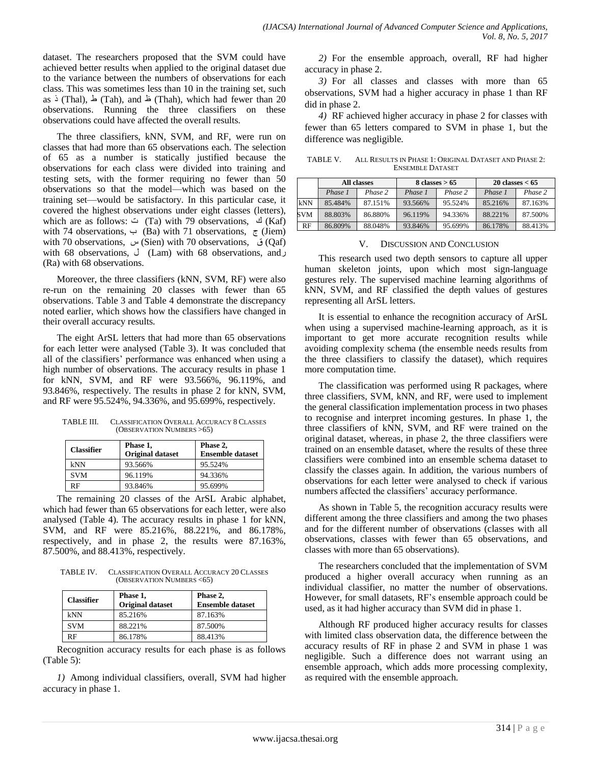dataset. The researchers proposed that the SVM could have achieved better results when applied to the original dataset due to the variance between the numbers of observations for each class. This was sometimes less than 10 in the training set, such as ذ (Thal), ط (Tah), and ظ (Thah), which had fewer than 20 observations. Running the three classifiers on these observations could have affected the overall results.

The three classifiers, kNN, SVM, and RF, were run on classes that had more than 65 observations each. The selection of 65 as a number is statically justified because the observations for each class were divided into training and testing sets, with the former requiring no fewer than 50 observations so that the model—which was based on the training set—would be satisfactory. In this particular case, it covered the highest observations under eight classes (letters), which are as follows: ت (Ta) with 79 observations, ك (Kaf) with 74 observations, ب (Ba) with 71 observations, ج (Jiem) with 70 observations, س (Sien) with 70 observations, ق (Qaf) with 68 observations, ل (Lam) with 68 observations, and ر (Ra) with 68 observations.

Moreover, the three classifiers (kNN, SVM, RF) were also re-run on the remaining 20 classes with fewer than 65 observations. Table 3 and Table 4 demonstrate the discrepancy noted earlier, which shows how the classifiers have changed in their overall accuracy results.

The eight ArSL letters that had more than 65 observations for each letter were analysed (Table 3). It was concluded that all of the classifiers' performance was enhanced when using a high number of observations. The accuracy results in phase 1 for kNN, SVM, and RF were 93.566%, 96.119%, and 93.846%, respectively. The results in phase 2 for kNN, SVM, and RF were 95.524%, 94.336%, and 95.699%, respectively.

TABLE III. CLASSIFICATION OVERALL ACCURACY 8 CLASSES (OBSERVATION NUMBERS >65)

| Classifier | Phase 1, Original dataset | Phase 2, Ensemble dataset |
|---|---|---|
| kNN | 93.566% | 95.524% |
| SVM | 96.119% | 94.336% |
| RF | 93.846% | 95.699% |

The remaining 20 classes of the ArSL Arabic alphabet, which had fewer than 65 observations for each letter, were also analysed (Table 4). The accuracy results in phase 1 for kNN, SVM, and RF were 85.216%, 88.221%, and 86.178%, respectively, and in phase 2, the results were 87.163%, 87.500%, and 88.413%, respectively.

TABLE IV. CLASSIFICATION OVERALL ACCURACY 20 CLASSES (OBSERVATION NUMBERS <65)

| Classifier | Phase 1, Original dataset | Phase 2, Ensemble dataset |
|---|---|---|
| kNN | 85.216% | 87.163% |
| SVM | 88.221% | 87.500% |
| RF | 86.178% | 88.413% |

Recognition accuracy results for each phase is as follows (Table 5):

*1)* Among individual classifiers, overall, SVM had higher accuracy in phase 1.

*2)* For the ensemble approach, overall, RF had higher accuracy in phase 2.

*3)* For all classes and classes with more than 65 observations, SVM had a higher accuracy in phase 1 than RF did in phase 2.

*4)* RF achieved higher accuracy in phase 2 for classes with fewer than 65 letters compared to SVM in phase 1, but the difference was negligible.

TABLE V. ALL RESULTS IN PHASE 1: ORIGINAL DATASET AND PHASE 2: ENSEMBLE DATASET

| | All classes | | 8 classes > 65 | | 20 classes < 65 | |
|---|---|---|---|---|---|---|
| | *Phase 1* | *Phase 2* | *Phase 1* | *Phase 2* | *Phase 1* | *Phase 2* |
| kNN | 85.484% | 87.151% | 93.566% | 95.524% | 85.216% | 87.163% |
| SVM | 88.803% | 86.880% | 96.119% | 94.336% | 88.221% | 87.500% |
| RF | 86.809% | 88.048% | 93.846% | 95.699% | 86.178% | 88.413% |

## V. DISCUSSION AND CONCLUSION

This research used two depth sensors to capture all upper human skeleton joints, upon which most sign-language gestures rely. The supervised machine learning algorithms of kNN, SVM, and RF classified the depth values of gestures representing all ArSL letters.

It is essential to enhance the recognition accuracy of ArSL when using a supervised machine-learning approach, as it is important to get more accurate recognition results while avoiding complexity schema (the ensemble needs results from the three classifiers to classify the dataset), which requires more computation time.

The classification was performed using R packages, where three classifiers, SVM, kNN, and RF, were used to implement the general classification implementation process in two phases to recognise and interpret incoming gestures. In phase 1, the three classifiers of kNN, SVM, and RF were trained on the original dataset, whereas, in phase 2, the three classifiers were trained on an ensemble dataset, where the results of these three classifiers were combined into an ensemble schema dataset to classify the classes again. In addition, the various numbers of observations for each letter were analysed to check if various numbers affected the classifiers' accuracy performance.

As shown in Table 5, the recognition accuracy results were different among the three classifiers and among the two phases and for the different number of observations (classes with all observations, classes with fewer than 65 observations, and classes with more than 65 observations).

The researchers concluded that the implementation of SVM produced a higher overall accuracy when running as an individual classifier, no matter the number of observations. However, for small datasets, RF's ensemble approach could be used, as it had higher accuracy than SVM did in phase 1.

Although RF produced higher accuracy results for classes with limited class observation data, the difference between the accuracy results of RF in phase 2 and SVM in phase 1 was negligible. Such a difference does not warrant using an ensemble approach, which adds more processing complexity, as required with the ensemble approach.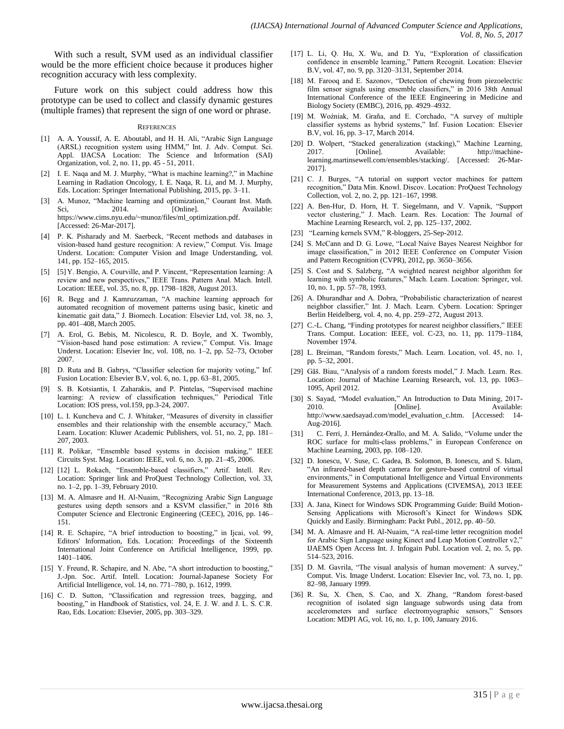With such a result, SVM used as an individual classifier would be the more efficient choice because it produces higher recognition accuracy with less complexity.

Future work on this subject could address how this prototype can be used to collect and classify dynamic gestures (multiple frames) that represent the sign of one word or phrase.

## REFERENCES

[1] A. A. Youssif, A. E. Aboutabl, and H. H. Ali, "Arabic Sign Language (ARSL) recognition system using HMM," Int. J. Adv. Comput. Sci. Appl. IJACSA Location: The Science and Information (SAI) Organization, vol. 2, no. 11, pp. 45 - 51, 2011.

[2] I. E. Naqa and M. J. Murphy, "What is machine learning?," in Machine Learning in Radiation Oncology, I. E. Naqa, R. Li, and M. J. Murphy, Eds. Location: Springer International Publishing, 2015, pp. 3–11.

[3] A. Munoz, "Machine learning and optimization," Courant Inst. Math. Sci, 2014. [Online]. Available: https://www.cims.nyu.edu/~munoz/files/ml_optimization.pdf. [Accessed: 26-Mar-2017].

[4] P. K. Pisharady and M. Saerbeck, "Recent methods and databases in vision-based hand gesture recognition: A review," Comput. Vis. Image Underst. Location: Computer Vision and Image Understanding, vol. 141, pp. 152–165, 2015.

[5] [5] Y. Bengio, A. Courville, and P. Vincent, "Representation learning: A review and new perspectives," IEEE Trans. Pattern Anal. Mach. Intell. Location: IEEE, vol. 35, no. 8, pp. 1798–1828, August 2013.

[6] R. Begg and J. Kamruzzaman, "A machine learning approach for automated recognition of movement patterns using basic, kinetic and kinematic gait data," J. Biomech. Location: Elsevier Ltd, vol. 38, no. 3, pp. 401–408, March 2005.

[7] A. Erol, G. Bebis, M. Nicolescu, R. D. Boyle, and X. Twombly, "Vision-based hand pose estimation: A review," Comput. Vis. Image Underst. Location: Elsevier Inc, vol. 108, no. 1–2, pp. 52–73, October 2007.

[8] D. Ruta and B. Gabrys, "Classifier selection for majority voting," Inf. Fusion Location: Elsevier B.V, vol. 6, no. 1, pp. 63–81, 2005.

[9] S. B. Kotsiantis, I. Zaharakis, and P. Pintelas, "Supervised machine learning: A review of classification techniques," Periodical Title Location: IOS press, vol.159, pp.3-24, 2007.

[10] L. I. Kuncheva and C. J. Whitaker, "Measures of diversity in classifier ensembles and their relationship with the ensemble accuracy," Mach. Learn. Location: Kluwer Academic Publishers, vol. 51, no. 2, pp. 181–207, 2003.

[11] R. Polikar, "Ensemble based systems in decision making," IEEE Circuits Syst. Mag. Location: IEEE, vol. 6, no. 3, pp. 21–45, 2006.

[12] [12] L. Rokach, "Ensemble-based classifiers," Artif. Intell. Rev. Location: Springer link and ProQuest Technology Collection, vol. 33, no. 1–2, pp. 1–39, February 2010.

[13] M. A. Almasre and H. Al-Nuaim, "Recognizing Arabic Sign Language gestures using depth sensors and a KSVM classifier," in 2016 8th Computer Science and Electronic Engineering (CEEC), 2016, pp. 146–151.

[14] R. E. Schapire, "A brief introduction to boosting," in Ijcai, vol. 99, Editors' Information, Eds. Location: Proceedings of the Sixteenth International Joint Conference on Artificial Intelligence, 1999, pp. 1401–1406.

[15] Y. Freund, R. Schapire, and N. Abe, "A short introduction to boosting," J.-Jpn. Soc. Artif. Intell. Location: Journal-Japanese Society For Artificial Intelligence, vol. 14, no. 771–780, p. 1612, 1999.

[16] C. D. Sutton, "Classification and regression trees, bagging, and boosting," in Handbook of Statistics, vol. 24, E. J. W. and J. L. S. C.R. Rao, Eds. Location: Elsevier, 2005, pp. 303–329.

[17] L. Li, Q. Hu, X. Wu, and D. Yu, "Exploration of classification confidence in ensemble learning," Pattern Recognit. Location: Elsevier B.V, vol. 47, no. 9, pp. 3120–3131, September 2014.

[18] M. Farooq and E. Sazonov, "Detection of chewing from piezoelectric film sensor signals using ensemble classifiers," in 2016 38th Annual International Conference of the IEEE Engineering in Medicine and Biology Society (EMBC), 2016, pp. 4929–4932.

[19] M. Woźniak, M. Graña, and E. Corchado, "A survey of multiple classifier systems as hybrid systems," Inf. Fusion Location: Elsevier B.V, vol. 16, pp. 3–17, March 2014.

[20] D. Wolpert, "Stacked generalization (stacking)," Machine Learning, 2017. [Online]. Available: http://machine-learning.martinsewell.com/ensembles/stacking/. [Accessed: 26-Mar-2017].

[21] C. J. Burges, "A tutorial on support vector machines for pattern recognition," Data Min. Knowl. Discov. Location: ProQuest Technology Collection, vol. 2, no. 2, pp. 121–167, 1998.

[22] A. Ben-Hur, D. Horn, H. T. Siegelmann, and V. Vapnik, "Support vector clustering," J. Mach. Learn. Res. Location: The Journal of Machine Learning Research, vol. 2, pp. 125–137, 2002.

[23] "Learning kernels SVM," R-bloggers, 25-Sep-2012.

[24] S. McCann and D. G. Lowe, "Local Naive Bayes Nearest Neighbor for image classification," in 2012 IEEE Conference on Computer Vision and Pattern Recognition (CVPR), 2012, pp. 3650–3656.

[25] S. Cost and S. Salzberg, "A weighted nearest neighbor algorithm for learning with symbolic features," Mach. Learn. Location: Springer, vol. 10, no. 1, pp. 57–78, 1993.

[26] A. Dhurandhar and A. Dobra, "Probabilistic characterization of nearest neighbor classifier," Int. J. Mach. Learn. Cybern. Location: Springer Berlin Heidelberg, vol. 4, no. 4, pp. 259–272, August 2013.

[27] C.-L. Chang, "Finding prototypes for nearest neighbor classifiers," IEEE Trans. Comput. Location: IEEE, vol. C-23, no. 11, pp. 1179–1184, November 1974.

[28] L. Breiman, "Random forests," Mach. Learn. Location, vol. 45, no. 1, pp. 5–32, 2001.

[29] Gãš. Biau, "Analysis of a random forests model," J. Mach. Learn. Res. Location: Journal of Machine Learning Research, vol. 13, pp. 1063–1095, April 2012.

[30] S. Sayad, "Model evaluation," An Introduction to Data Mining, 2017-2010. [Online]. Available: http://www.saedsayad.com/model_evaluation_c.htm. [Accessed: 14-Aug-2016].

[31] C. Ferri, J. Hernández-Orallo, and M. A. Salido, "Volume under the ROC surface for multi-class problems," in European Conference on Machine Learning, 2003, pp. 108–120.

[32] D. Ionescu, V. Suse, C. Gadea, B. Solomon, B. Ionescu, and S. Islam, "An infrared-based depth camera for gesture-based control of virtual environments," in Computational Intelligence and Virtual Environments for Measurement Systems and Applications (CIVEMSA), 2013 IEEE International Conference, 2013, pp. 13–18.

[33] A. Jana, Kinect for Windows SDK Programming Guide: Build Motion-Sensing Applications with Microsoft's Kinect for Windows SDK Quickly and Easily. Birmingham: Packt Publ., 2012, pp. 40–50.

[34] M. A. Almasre and H. Al-Nuaim, "A real-time letter recognition model for Arabic Sign Language using Kinect and Leap Motion Controller v2," IJAEMS Open Access Int. J. Infogain Publ. Location vol. 2, no. 5, pp. 514–523, 2016.

[35] D. M. Gavrila, "The visual analysis of human movement: A survey," Comput. Vis. Image Underst. Location: Elsevier Inc, vol. 73, no. 1, pp. 82–98, January 1999.

[36] R. Su, X. Chen, S. Cao, and X. Zhang, "Random forest-based recognition of isolated sign language subwords using data from accelerometers and surface electromyographic sensors," Sensors Location: MDPI AG, vol. 16, no. 1, p. 100, January 2016.